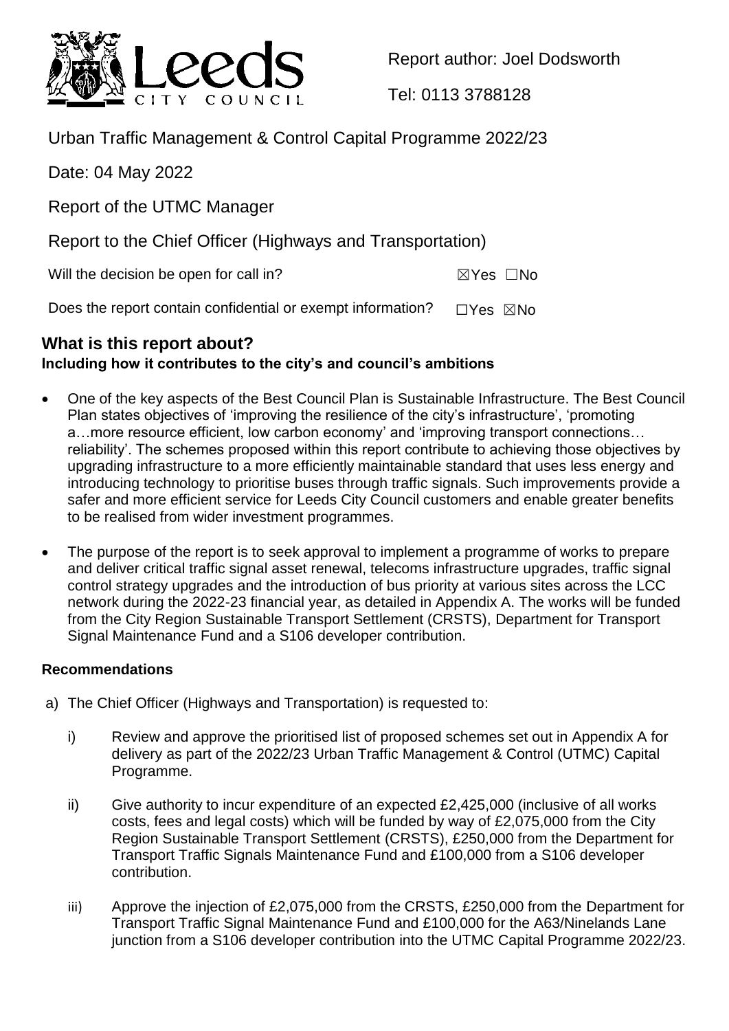Leeds CITY COUNCIL

Report author: Joel Dodsworth

Tel: 0113 3788128

# Urban Traffic Management & Control Capital Programme 2022/23

Date: 04 May 2022

Report of the UTMC Manager

Report to the Chief Officer (Highways and Transportation)

Will the decision be open for call in? ☒Yes ☐No

Does the report contain confidential or exempt information? ☐Yes ☒No

## What is this report about?

**Including how it contributes to the city's and council's ambitions**

- One of the key aspects of the Best Council Plan is Sustainable Infrastructure. The Best Council Plan states objectives of 'improving the resilience of the city's infrastructure', 'promoting a…more resource efficient, low carbon economy' and 'improving transport connections… reliability'. The schemes proposed within this report contribute to achieving those objectives by upgrading infrastructure to a more efficiently maintainable standard that uses less energy and introducing technology to prioritise buses through traffic signals. Such improvements provide a safer and more efficient service for Leeds City Council customers and enable greater benefits to be realised from wider investment programmes.

- The purpose of the report is to seek approval to implement a programme of works to prepare and deliver critical traffic signal asset renewal, telecoms infrastructure upgrades, traffic signal control strategy upgrades and the introduction of bus priority at various sites across the LCC network during the 2022-23 financial year, as detailed in Appendix A. The works will be funded from the City Region Sustainable Transport Settlement (CRSTS), Department for Transport Signal Maintenance Fund and a S106 developer contribution.

### Recommendations

a) The Chief Officer (Highways and Transportation) is requested to:

   i) Review and approve the prioritised list of proposed schemes set out in Appendix A for delivery as part of the 2022/23 Urban Traffic Management & Control (UTMC) Capital Programme.

   ii) Give authority to incur expenditure of an expected £2,425,000 (inclusive of all works costs, fees and legal costs) which will be funded by way of £2,075,000 from the City Region Sustainable Transport Settlement (CRSTS), £250,000 from the Department for Transport Traffic Signals Maintenance Fund and £100,000 from a S106 developer contribution.

   iii) Approve the injection of £2,075,000 from the CRSTS, £250,000 from the Department for Transport Traffic Signal Maintenance Fund and £100,000 for the A63/Ninelands Lane junction from a S106 developer contribution into the UTMC Capital Programme 2022/23.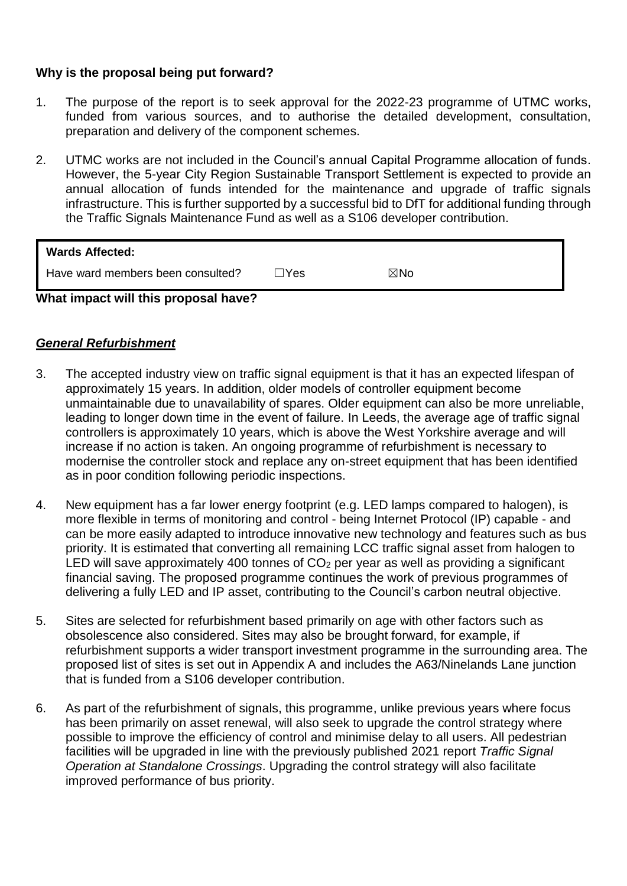**Why is the proposal being put forward?**

1. The purpose of the report is to seek approval for the 2022-23 programme of UTMC works, funded from various sources, and to authorise the detailed development, consultation, preparation and delivery of the component schemes.

2. UTMC works are not included in the Council's annual Capital Programme allocation of funds. However, the 5-year City Region Sustainable Transport Settlement is expected to provide an annual allocation of funds intended for the maintenance and upgrade of traffic signals infrastructure. This is further supported by a successful bid to DfT for additional funding through the Traffic Signals Maintenance Fund as well as a S106 developer contribution.

| **Wards Affected:** | | |
| --- | --- | --- |
| Have ward members been consulted? | ☐Yes | ☒No |

**What impact will this proposal have?**

***General Refurbishment***

3. The accepted industry view on traffic signal equipment is that it has an expected lifespan of approximately 15 years. In addition, older models of controller equipment become unmaintainable due to unavailability of spares. Older equipment can also be more unreliable, leading to longer down time in the event of failure. In Leeds, the average age of traffic signal controllers is approximately 10 years, which is above the West Yorkshire average and will increase if no action is taken. An ongoing programme of refurbishment is necessary to modernise the controller stock and replace any on-street equipment that has been identified as in poor condition following periodic inspections.

4. New equipment has a far lower energy footprint (e.g. LED lamps compared to halogen), is more flexible in terms of monitoring and control - being Internet Protocol (IP) capable - and can be more easily adapted to introduce innovative new technology and features such as bus priority. It is estimated that converting all remaining LCC traffic signal asset from halogen to LED will save approximately 400 tonnes of $CO_2$ per year as well as providing a significant financial saving. The proposed programme continues the work of previous programmes of delivering a fully LED and IP asset, contributing to the Council's carbon neutral objective.

5. Sites are selected for refurbishment based primarily on age with other factors such as obsolescence also considered. Sites may also be brought forward, for example, if refurbishment supports a wider transport investment programme in the surrounding area. The proposed list of sites is set out in Appendix A and includes the A63/Ninelands Lane junction that is funded from a S106 developer contribution.

6. As part of the refurbishment of signals, this programme, unlike previous years where focus has been primarily on asset renewal, will also seek to upgrade the control strategy where possible to improve the efficiency of control and minimise delay to all users. All pedestrian facilities will be upgraded in line with the previously published 2021 report *Traffic Signal Operation at Standalone Crossings*. Upgrading the control strategy will also facilitate improved performance of bus priority.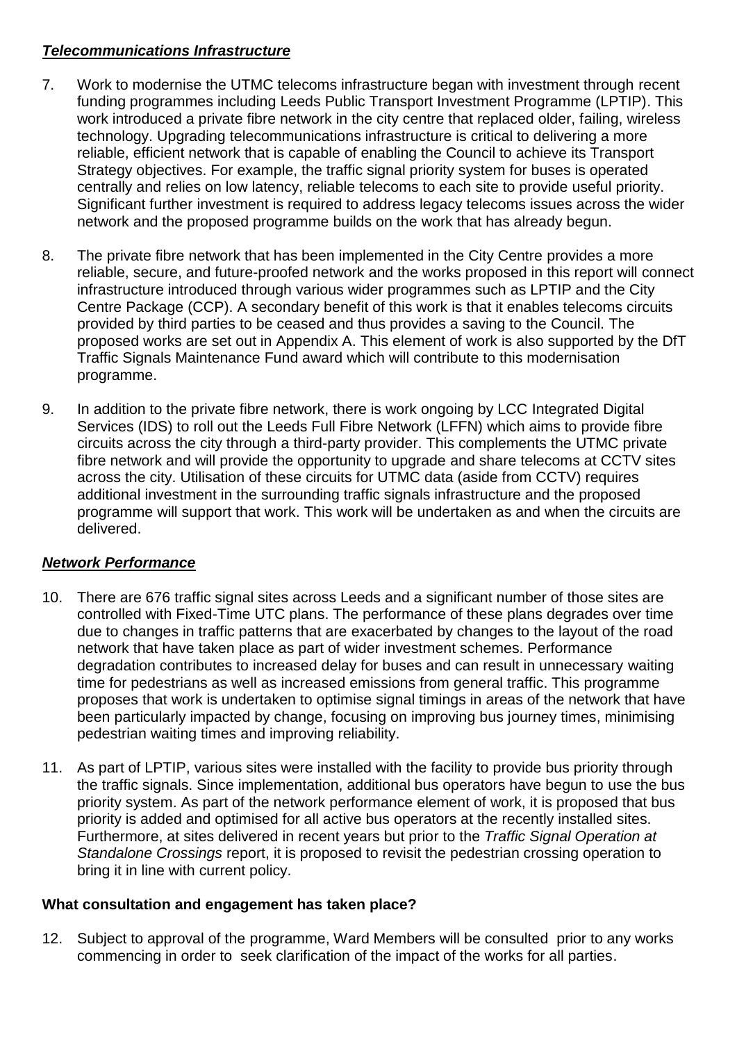### ***Telecommunications Infrastructure***

7. Work to modernise the UTMC telecoms infrastructure began with investment through recent funding programmes including Leeds Public Transport Investment Programme (LPTIP). This work introduced a private fibre network in the city centre that replaced older, failing, wireless technology. Upgrading telecommunications infrastructure is critical to delivering a more reliable, efficient network that is capable of enabling the Council to achieve its Transport Strategy objectives. For example, the traffic signal priority system for buses is operated centrally and relies on low latency, reliable telecoms to each site to provide useful priority. Significant further investment is required to address legacy telecoms issues across the wider network and the proposed programme builds on the work that has already begun.

8. The private fibre network that has been implemented in the City Centre provides a more reliable, secure, and future-proofed network and the works proposed in this report will connect infrastructure introduced through various wider programmes such as LPTIP and the City Centre Package (CCP). A secondary benefit of this work is that it enables telecoms circuits provided by third parties to be ceased and thus provides a saving to the Council. The proposed works are set out in Appendix A. This element of work is also supported by the DfT Traffic Signals Maintenance Fund award which will contribute to this modernisation programme.

9. In addition to the private fibre network, there is work ongoing by LCC Integrated Digital Services (IDS) to roll out the Leeds Full Fibre Network (LFFN) which aims to provide fibre circuits across the city through a third-party provider. This complements the UTMC private fibre network and will provide the opportunity to upgrade and share telecoms at CCTV sites across the city. Utilisation of these circuits for UTMC data (aside from CCTV) requires additional investment in the surrounding traffic signals infrastructure and the proposed programme will support that work. This work will be undertaken as and when the circuits are delivered.

### ***Network Performance***

10. There are 676 traffic signal sites across Leeds and a significant number of those sites are controlled with Fixed-Time UTC plans. The performance of these plans degrades over time due to changes in traffic patterns that are exacerbated by changes to the layout of the road network that have taken place as part of wider investment schemes. Performance degradation contributes to increased delay for buses and can result in unnecessary waiting time for pedestrians as well as increased emissions from general traffic. This programme proposes that work is undertaken to optimise signal timings in areas of the network that have been particularly impacted by change, focusing on improving bus journey times, minimising pedestrian waiting times and improving reliability.

11. As part of LPTIP, various sites were installed with the facility to provide bus priority through the traffic signals. Since implementation, additional bus operators have begun to use the bus priority system. As part of the network performance element of work, it is proposed that bus priority is added and optimised for all active bus operators at the recently installed sites. Furthermore, at sites delivered in recent years but prior to the *Traffic Signal Operation at Standalone Crossings* report, it is proposed to revisit the pedestrian crossing operation to bring it in line with current policy.

### **What consultation and engagement has taken place?**

12. Subject to approval of the programme, Ward Members will be consulted prior to any works commencing in order to seek clarification of the impact of the works for all parties.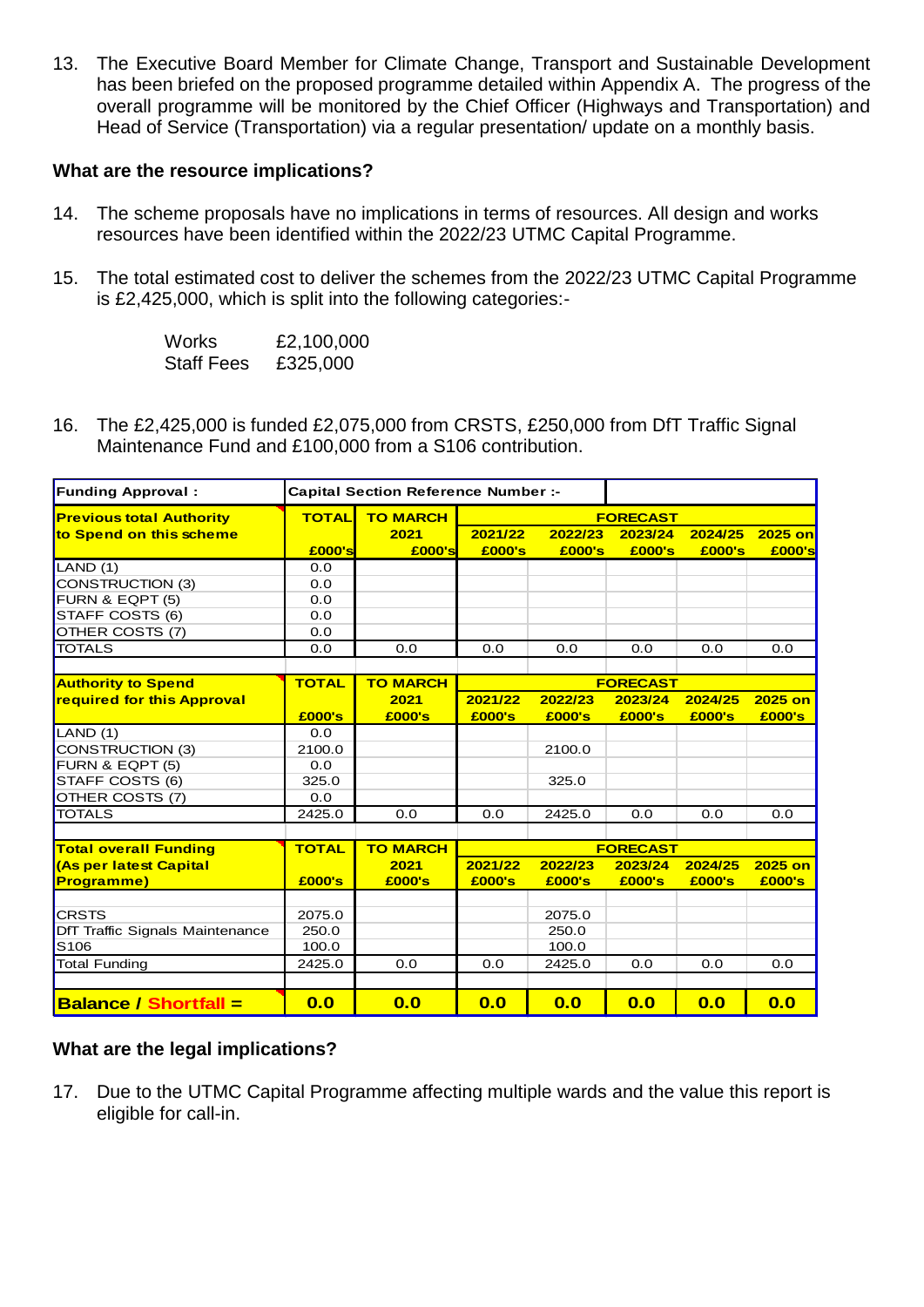13. The Executive Board Member for Climate Change, Transport and Sustainable Development has been briefed on the proposed programme detailed within Appendix A. The progress of the overall programme will be monitored by the Chief Officer (Highways and Transportation) and Head of Service (Transportation) via a regular presentation/ update on a monthly basis.

**What are the resource implications?**

14. The scheme proposals have no implications in terms of resources. All design and works resources have been identified within the 2022/23 UTMC Capital Programme.

15. The total estimated cost to deliver the schemes from the 2022/23 UTMC Capital Programme is £2,425,000, which is split into the following categories:-

| | |
|---|---|
| Works | £2,100,000 |
| Staff Fees | £325,000 |

16. The £2,425,000 is funded £2,075,000 from CRSTS, £250,000 from DfT Traffic Signal Maintenance Fund and £100,000 from a S106 contribution.

| **Funding Approval :** | **Capital Section Reference Number :-** | | | | | | |
|---|---|---|---|---|---|---|---|
| **Previous total Authority to Spend on this scheme** | **TOTAL £000's** | **TO MARCH 2021 £000's** | **FORECAST 2021/22 £000's** | **2022/23 £000's** | **2023/24 £000's** | **2024/25 £000's** | **2025 on £000's** |
| LAND (1) | 0.0 | | | | | | |
| CONSTRUCTION (3) | 0.0 | | | | | | |
| FURN & EQPT (5) | 0.0 | | | | | | |
| STAFF COSTS (6) | 0.0 | | | | | | |
| OTHER COSTS (7) | 0.0 | | | | | | |
| TOTALS | 0.0 | 0.0 | 0.0 | 0.0 | 0.0 | 0.0 | 0.0 |
| | | | | | | | |
| **Authority to Spend required for this Approval** | **TOTAL £000's** | **TO MARCH 2021 £000's** | **FORECAST 2021/22 £000's** | **2022/23 £000's** | **2023/24 £000's** | **2024/25 £000's** | **2025 on £000's** |
| LAND (1) | 0.0 | | | | | | |
| CONSTRUCTION (3) | 2100.0 | | | 2100.0 | | | |
| FURN & EQPT (5) | 0.0 | | | | | | |
| STAFF COSTS (6) | 325.0 | | | 325.0 | | | |
| OTHER COSTS (7) | 0.0 | | | | | | |
| TOTALS | 2425.0 | 0.0 | 0.0 | 2425.0 | 0.0 | 0.0 | 0.0 |
| | | | | | | | |
| **Total overall Funding (As per latest Capital Programme)** | **TOTAL £000's** | **TO MARCH 2021 £000's** | **FORECAST 2021/22 £000's** | **2022/23 £000's** | **2023/24 £000's** | **2024/25 £000's** | **2025 on £000's** |
| CRSTS | 2075.0 | | | 2075.0 | | | |
| DfT Traffic Signals Maintenance | 250.0 | | | 250.0 | | | |
| S106 | 100.0 | | | 100.0 | | | |
| Total Funding | 2425.0 | 0.0 | 0.0 | 2425.0 | 0.0 | 0.0 | 0.0 |
| | | | | | | | |
| **Balance / Shortfall =** | **0.0** | **0.0** | **0.0** | **0.0** | **0.0** | **0.0** | **0.0** |

**What are the legal implications?**

17. Due to the UTMC Capital Programme affecting multiple wards and the value this report is eligible for call-in.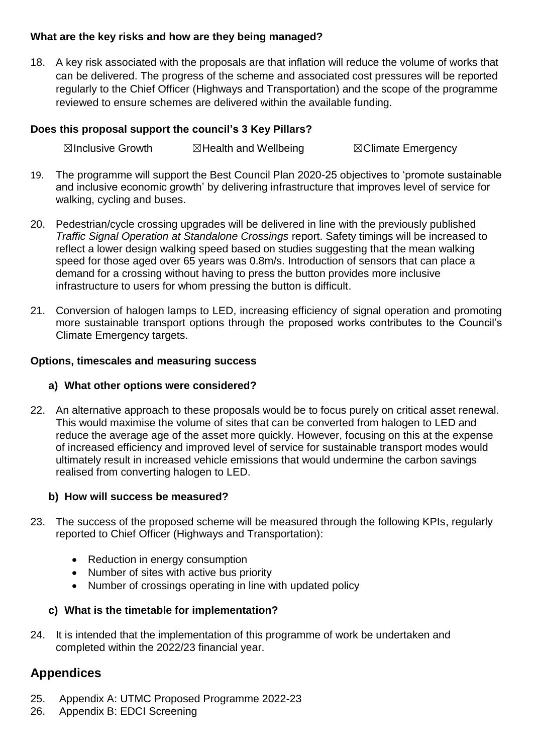**What are the key risks and how are they being managed?**

18. A key risk associated with the proposals are that inflation will reduce the volume of works that can be delivered. The progress of the scheme and associated cost pressures will be reported regularly to the Chief Officer (Highways and Transportation) and the scope of the programme reviewed to ensure schemes are delivered within the available funding.

**Does this proposal support the council's 3 Key Pillars?**

☒Inclusive Growth ☒Health and Wellbeing ☒Climate Emergency

19. The programme will support the Best Council Plan 2020-25 objectives to 'promote sustainable and inclusive economic growth' by delivering infrastructure that improves level of service for walking, cycling and buses.

20. Pedestrian/cycle crossing upgrades will be delivered in line with the previously published *Traffic Signal Operation at Standalone Crossings* report. Safety timings will be increased to reflect a lower design walking speed based on studies suggesting that the mean walking speed for those aged over 65 years was 0.8m/s. Introduction of sensors that can place a demand for a crossing without having to press the button provides more inclusive infrastructure to users for whom pressing the button is difficult.

21. Conversion of halogen lamps to LED, increasing efficiency of signal operation and promoting more sustainable transport options through the proposed works contributes to the Council's Climate Emergency targets.

**Options, timescales and measuring success**

**a) What other options were considered?**

22. An alternative approach to these proposals would be to focus purely on critical asset renewal. This would maximise the volume of sites that can be converted from halogen to LED and reduce the average age of the asset more quickly. However, focusing on this at the expense of increased efficiency and improved level of service for sustainable transport modes would ultimately result in increased vehicle emissions that would undermine the carbon savings realised from converting halogen to LED.

**b) How will success be measured?**

23. The success of the proposed scheme will be measured through the following KPIs, regularly reported to Chief Officer (Highways and Transportation):

- Reduction in energy consumption
- Number of sites with active bus priority
- Number of crossings operating in line with updated policy

**c) What is the timetable for implementation?**

24. It is intended that the implementation of this programme of work be undertaken and completed within the 2022/23 financial year.

## Appendices

25. Appendix A: UTMC Proposed Programme 2022-23
26. Appendix B: EDCI Screening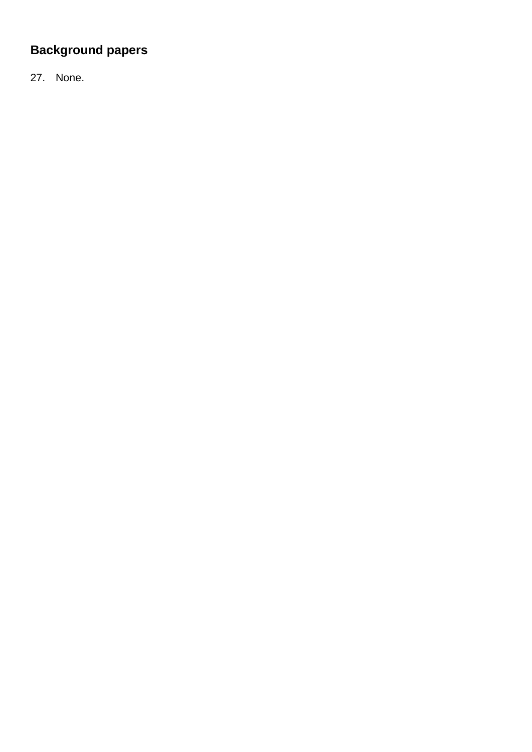## Background papers

27. None.